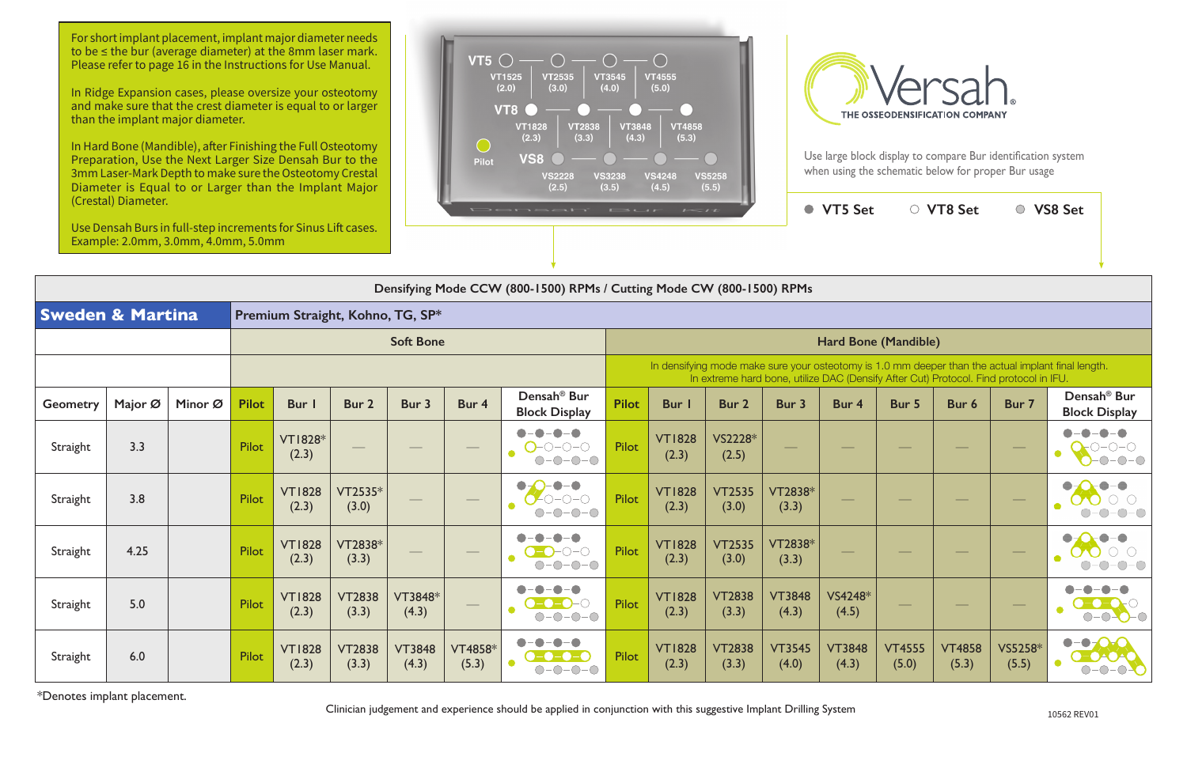For short implant placement, implant major diameter needs to be ≤ the bur (average diameter) at the 8mm laser mark. Please refer to page 16 in the Instructions for Use Manual.

In Ridge Expansion cases, please oversize your osteotomy and make sure that the crest diameter is equal to or larger than the implant major diameter.

In Hard Bone (Mandible), after Finishing the Full Osteotomy Preparation, Use the Next Larger Size Densah Bur to the 3mm Laser-Mark Depth to make sure the Osteotomy Crestal Diameter is Equal to or Larger than the Implant Major (Crestal) Diameter.

Use Densah Burs in full-step increments for Sinus Lift cases. Example: 2.0mm, 3.0mm, 4.0mm, 5.0mm

VT5: VT1525 (2.0), VT2535 (3.0), VT3545 (4.0), VT4555 (5.0)

VT8: VT1828 (2.3), VT2838 (3.3), VT3848 (4.3), VT4858 (5.3)

VS8: VS2228 (2.5), VS3238 (3.5), VS4248 (4.5), VS5258 (5.5)

Pilot

Densah Bur Kit

**Versah** THE OSSEODENSIFICATION COMPANY

Use large block display to compare Bur identification system when using the schematic below for proper Bur usage

● VT5 Set ○ VT8 Set ◉ VS8 Set

**Densifying Mode CCW (800-1500) RPMs / Cutting Mode CW (800-1500) RPMs**

| **Sweden & Martina** | | | Premium Straight, Kohno, TG, SP* | | | | | | | | | | | | | | | |
|---|---|---|---|---|---|---|---|---|---|---|---|---|---|---|---|---|---|---|
| | | | Soft Bone | | | | | | Hard Bone (Mandible) | | | | | | | | | |
| | | | | | | | | | In densifying mode make sure your osteotomy is 1.0 mm deeper than the actual implant final length. In extreme hard bone, utilize DAC (Densify After Cut) Protocol. Find protocol in IFU. | | | | | | | | | |
| Geometry | Major Ø | Minor Ø | Pilot | Bur 1 | Bur 2 | Bur 3 | Bur 4 | Densah® Bur Block Display | Pilot | Bur 1 | Bur 2 | Bur 3 | Bur 4 | Bur 5 | Bur 6 | Bur 7 | Densah® Bur Block Display |
| Straight | 3.3 | | Pilot | VT1828* (2.3) | — | — | — | | Pilot | VT1828 (2.3) | VS2228* (2.5) | — | — | — | — | — | |
| Straight | 3.8 | | Pilot | VT1828 (2.3) | VT2535* (3.0) | — | — | | Pilot | VT1828 (2.3) | VT2535 (3.0) | VT2838* (3.3) | — | — | — | — | |
| Straight | 4.25 | | Pilot | VT1828 (2.3) | VT2838* (3.3) | — | — | | Pilot | VT1828 (2.3) | VT2535 (3.0) | VT2838* (3.3) | — | — | — | — | |
| Straight | 5.0 | | Pilot | VT1828 (2.3) | VT2838 (3.3) | VT3848* (4.3) | — | | Pilot | VT1828 (2.3) | VT2838 (3.3) | VT3848 (4.3) | VS4248* (4.5) | — | — | — | |
| Straight | 6.0 | | Pilot | VT1828 (2.3) | VT2838 (3.3) | VT3848 (4.3) | VT4858* (5.3) | | Pilot | VT1828 (2.3) | VT2838 (3.3) | VT3545 (4.0) | VT3848 (4.3) | VT4555 (5.0) | VT4858 (5.3) | VS5258* (5.5) | |

*Denotes implant placement.

Clinician judgement and experience should be applied in conjunction with this suggestive Implant Drilling System

10562 REV01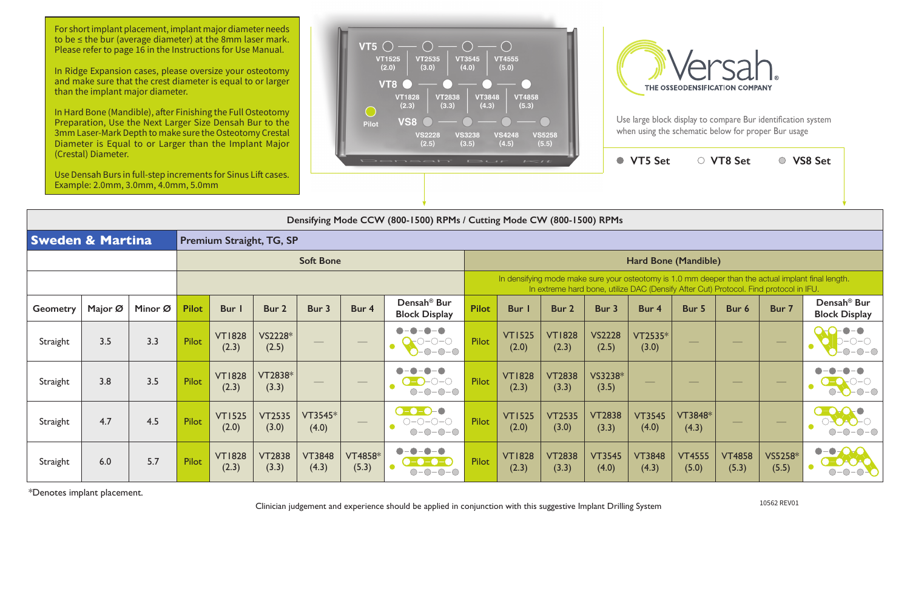For short implant placement, implant major diameter needs to be ≤ the bur (average diameter) at the 8mm laser mark. Please refer to page 16 in the Instructions for Use Manual.

In Ridge Expansion cases, please oversize your osteotomy and make sure that the crest diameter is equal to or larger than the implant major diameter.

In Hard Bone (Mandible), after Finishing the Full Osteotomy Preparation, Use the Next Larger Size Densah Bur to the 3mm Laser-Mark Depth to make sure the Osteotomy Crestal Diameter is Equal to or Larger than the Implant Major (Crestal) Diameter.

Use Densah Burs in full-step increments for Sinus Lift cases. Example: 2.0mm, 3.0mm, 4.0mm, 5.0mm

VT5: VT1525 (2.0), VT2535 (3.0), VT3545 (4.0), VT4555 (5.0)
VT8: VT1828 (2.3), VT2838 (3.3), VT3848 (4.3), VT4858 (5.3)
Pilot
VS8: VS2228 (2.5), VS3238 (3.5), VS4248 (4.5), VS5258 (5.5)

Densah Bur Kit

Versah® THE OSSEODENSIFICATION COMPANY

Use large block display to compare Bur identification system when using the schematic below for proper Bur usage

● VT5 Set ○ VT8 Set ● VS8 Set

| Densifying Mode CCW (800-1500) RPMs / Cutting Mode CW (800-1500) RPMs | | | | | | | | | | | | | | | | | | | |
|---|---|---|---|---|---|---|---|---|---|---|---|---|---|---|---|---|---|---|---|
| **Sweden & Martina** | | | **Premium Straight, TG, SP** | | | | | | | | | | | | | | | | |
| | | | Soft Bone | | | | | | Hard Bone (Mandible) | | | | | | | | | | |
| | | | | | | | | | In densifying mode make sure your osteotomy is 1.0 mm deeper than the actual implant final length. In extreme hard bone, utilize DAC (Densify After Cut) Protocol. Find protocol in IFU. | | | | | | | | | | |
| Geometry | Major Ø | Minor Ø | Pilot | Bur 1 | Bur 2 | Bur 3 | Bur 4 | Densah® Bur Block Display | Pilot | Bur 1 | Bur 2 | Bur 3 | Bur 4 | Bur 5 | Bur 6 | Bur 7 | Densah® Bur Block Display |
| Straight | 3.5 | 3.3 | Pilot | VT1828 (2.3) | VS2228* (2.5) | — | — | | Pilot | VT1525 (2.0) | VT1828 (2.3) | VS2228 (2.5) | VT2535* (3.0) | — | — | — | |
| Straight | 3.8 | 3.5 | Pilot | VT1828 (2.3) | VT2838* (3.3) | — | — | | Pilot | VT1828 (2.3) | VT2838 (3.3) | VS3238* (3.5) | — | — | — | — | |
| Straight | 4.7 | 4.5 | Pilot | VT1525 (2.0) | VT2535 (3.0) | VT3545* (4.0) | — | | Pilot | VT1525 (2.0) | VT2535 (3.0) | VT2838 (3.3) | VT3545 (4.0) | VT3848* (4.3) | — | — | |
| Straight | 6.0 | 5.7 | Pilot | VT1828 (2.3) | VT2838 (3.3) | VT3848 (4.3) | VT4858* (5.3) | | Pilot | VT1828 (2.3) | VT2838 (3.3) | VT3545 (4.0) | VT3848 (4.3) | VT4555 (5.0) | VT4858 (5.3) | VS5258* (5.5) | |

*Denotes implant placement.

Clinician judgement and experience should be applied in conjunction with this suggestive Implant Drilling System

10562 REV01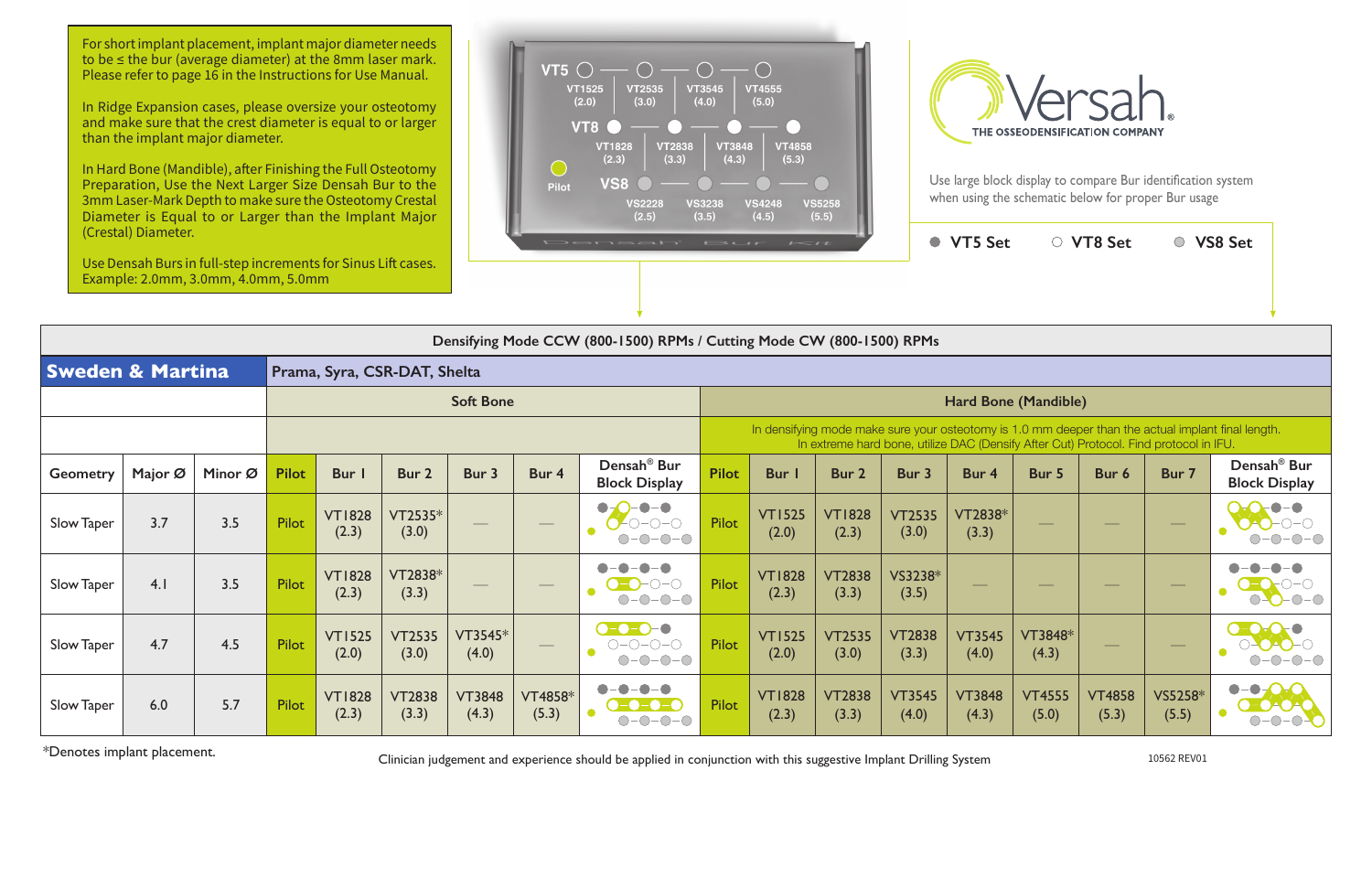For short implant placement, implant major diameter needs to be ≤ the bur (average diameter) at the 8mm laser mark. Please refer to page 16 in the Instructions for Use Manual.

In Ridge Expansion cases, please oversize your osteotomy and make sure that the crest diameter is equal to or larger than the implant major diameter.

In Hard Bone (Mandible), after Finishing the Full Osteotomy Preparation, Use the Next Larger Size Densah Bur to the 3mm Laser-Mark Depth to make sure the Osteotomy Crestal Diameter is Equal to or Larger than the Implant Major (Crestal) Diameter.

Use Densah Burs in full-step increments for Sinus Lift cases. Example: 2.0mm, 3.0mm, 4.0mm, 5.0mm

VT5: VT1525 (2.0), VT2535 (3.0), VT3545 (4.0), VT4555 (5.0)

VT8: VT1828 (2.3), VT2838 (3.3), VT3848 (4.3), VT4858 (5.3)

Pilot

VS8: VS2228 (2.5), VS3238 (3.5), VS4248 (4.5), VS5258 (5.5)

Densah Bur Kit

Versah® THE OSSEODENSIFICATION COMPANY

Use large block display to compare Bur identification system when using the schematic below for proper Bur usage

● VT5 Set ○ VT8 Set ◎ VS8 Set

**Densifying Mode CCW (800-1500) RPMs / Cutting Mode CW (800-1500) RPMs**

**Sweden & Martina** — Prama, Syra, CSR-DAT, Shelta

| | | | Soft Bone | | | | | | Hard Bone (Mandible) | | | | | | | | |
|---|---|---|---|---|---|---|---|---|---|---|---|---|---|---|---|---|---|
| | | | | | | | | | In densifying mode make sure your osteotomy is 1.0 mm deeper than the actual implant final length. In extreme hard bone, utilize DAC (Densify After Cut) Protocol. Find protocol in IFU. | | | | | | | | |
| Geometry | Major Ø | Minor Ø | Pilot | Bur 1 | Bur 2 | Bur 3 | Bur 4 | Densah® Bur Block Display | Pilot | Bur 1 | Bur 2 | Bur 3 | Bur 4 | Bur 5 | Bur 6 | Bur 7 | Densah® Bur Block Display |
| Slow Taper | 3.7 | 3.5 | Pilot | VT1828 (2.3) | VT2535* (3.0) | — | — | | Pilot | VT1525 (2.0) | VT1828 (2.3) | VT2535 (3.0) | VT2838* (3.3) | — | — | — | |
| Slow Taper | 4.1 | 3.5 | Pilot | VT1828 (2.3) | VT2838* (3.3) | — | — | | Pilot | VT1828 (2.3) | VT2838 (3.3) | VS3238* (3.5) | — | — | — | — | |
| Slow Taper | 4.7 | 4.5 | Pilot | VT1525 (2.0) | VT2535 (3.0) | VT3545* (4.0) | — | | Pilot | VT1525 (2.0) | VT2535 (3.0) | VT2838 (3.3) | VT3545 (4.0) | VT3848* (4.3) | — | — | |
| Slow Taper | 6.0 | 5.7 | Pilot | VT1828 (2.3) | VT2838 (3.3) | VT3848 (4.3) | VT4858* (5.3) | | Pilot | VT1828 (2.3) | VT2838 (3.3) | VT3545 (4.0) | VT3848 (4.3) | VT4555 (5.0) | VT4858 (5.3) | VS5258* (5.5) | |

*Denotes implant placement.

Clinician judgement and experience should be applied in conjunction with this suggestive Implant Drilling System

10562 REV01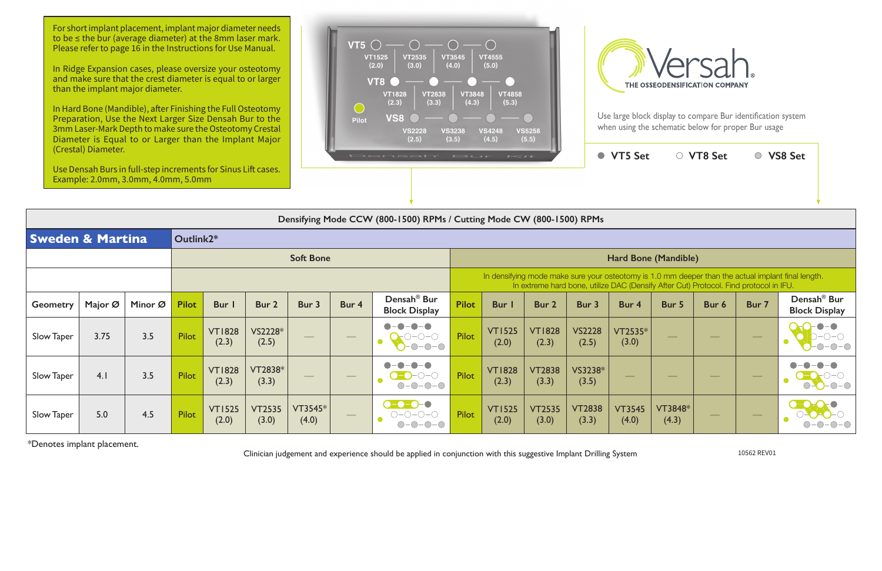For short implant placement, implant major diameter needs to be ≤ the bur (average diameter) at the 8mm laser mark. Please refer to page 16 in the Instructions for Use Manual.

In Ridge Expansion cases, please oversize your osteotomy and make sure that the crest diameter is equal to or larger than the implant major diameter.

In Hard Bone (Mandible), after Finishing the Full Osteotomy Preparation, Use the Next Larger Size Densah Bur to the 3mm Laser-Mark Depth to make sure the Osteotomy Crestal Diameter is Equal to or Larger than the Implant Major (Crestal) Diameter.

Use Densah Burs in full-step increments for Sinus Lift cases. Example: 2.0mm, 3.0mm, 4.0mm, 5.0mm

VT5: VT1525 (2.0) — VT2535 (3.0) — VT3545 (4.0) — VT4555 (5.0)

VT8: VT1828 (2.3) — VT2838 (3.3) — VT3848 (4.3) — VT4858 (5.3)

Pilot

VS8: VS2228 (2.5) — VS3238 (3.5) — VS4248 (4.5) — VS5258 (5.5)

Densah Bur Kit

Versah® THE OSSEODENSIFICATION COMPANY

Use large block display to compare Bur identification system when using the schematic below for proper Bur usage

● VT5 Set ○ VT8 Set ◍ VS8 Set

| Densifying Mode CCW (800-1500) RPMs / Cutting Mode CW (800-1500) RPMs | | | | | | | | | | | | | | | | | | |
|---|---|---|---|---|---|---|---|---|---|---|---|---|---|---|---|---|---|---|
| **Sweden & Martina** | | | Outlink2* | | | | | | | | | | | | | | | |
| | | | Soft Bone | | | | | | Hard Bone (Mandible) | | | | | | | | | |
| | | | | | | | | | In densifying mode make sure your osteotomy is 1.0 mm deeper than the actual implant final length. In extreme hard bone, utilize DAC (Densify After Cut) Protocol. Find protocol in IFU. | | | | | | | | | |
| Geometry | Major Ø | Minor Ø | Pilot | Bur 1 | Bur 2 | Bur 3 | Bur 4 | Densah® Bur Block Display | Pilot | Bur 1 | Bur 2 | Bur 3 | Bur 4 | Bur 5 | Bur 6 | Bur 7 | Densah® Bur Block Display |
| Slow Taper | 3.75 | 3.5 | Pilot | VT1828 (2.3) | VS2228* (2.5) | — | — | | Pilot | VT1525 (2.0) | VT1828 (2.3) | VS2228 (2.5) | VT2535* (3.0) | — | — | — | |
| Slow Taper | 4.1 | 3.5 | Pilot | VT1828 (2.3) | VT2838* (3.3) | — | — | | Pilot | VT1828 (2.3) | VT2838 (3.3) | VS3238* (3.5) | — | — | — | — | |
| Slow Taper | 5.0 | 4.5 | Pilot | VT1525 (2.0) | VT2535 (3.0) | VT3545* (4.0) | — | | Pilot | VT1525 (2.0) | VT2535 (3.0) | VT2838 (3.3) | VT3545 (4.0) | VT3848* (4.3) | — | — | |

*Denotes implant placement.

Clinician judgement and experience should be applied in conjunction with this suggestive Implant Drilling System

10562 REV01